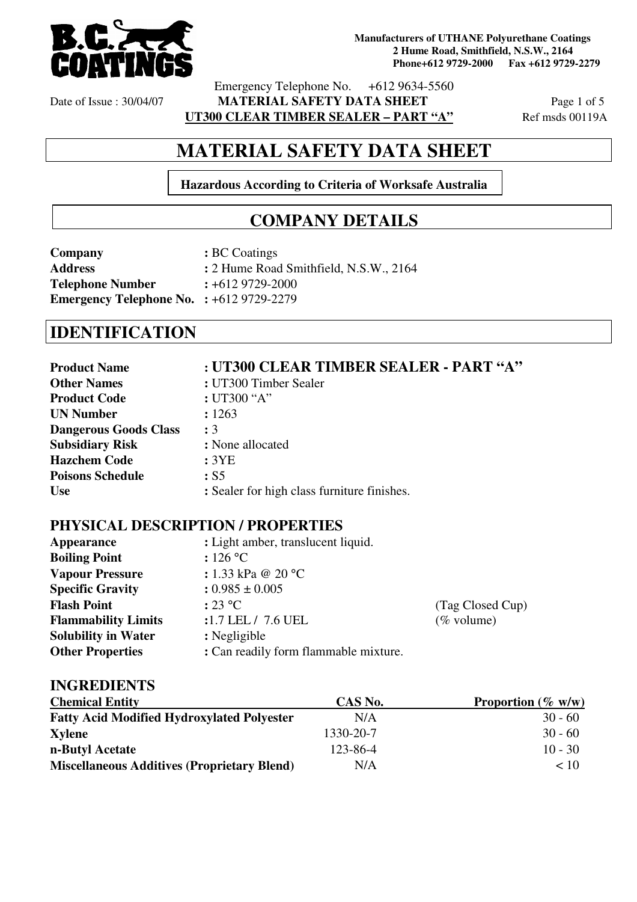# MATERIAL SAFETY DATA SHEET

**Hazardous According to Criteria of Worksafe Australia**

## COMPANY DETAILS

**Company** : BC Coatings
**Address** : 2 Hume Road Smithfield, N.S.W., 2164
**Telephone Number** : +612 9729-2000
**Emergency Telephone No.** : +612 9729-2279

## IDENTIFICATION

**Product Name** : **UT300 CLEAR TIMBER SEALER - PART "A"**
**Other Names** : UT300 Timber Sealer
**Product Code** : UT300 "A"
**UN Number** : 1263
**Dangerous Goods Class** : 3
**Subsidiary Risk** : None allocated
**Hazchem Code** : 3YE
**Poisons Schedule** : S5
**Use** : Sealer for high class furniture finishes.

### PHYSICAL DESCRIPTION / PROPERTIES

**Appearance** : Light amber, translucent liquid.
**Boiling Point** : 126 °C
**Vapour Pressure** : 1.33 kPa @ 20 °C
**Specific Gravity** : 0.985 ± 0.005
**Flash Point** : 23 °C (Tag Closed Cup)
**Flammability Limits** : 1.7 LEL / 7.6 UEL (% volume)
**Solubility in Water** : Negligible
**Other Properties** : Can readily form flammable mixture.

### INGREDIENTS

| Chemical Entity | CAS No. | Proportion (% w/w) |
|---|---|---|
| **Fatty Acid Modified Hydroxylated Polyester** | N/A | 30 - 60 |
| **Xylene** | 1330-20-7 | 30 - 60 |
| **n-Butyl Acetate** | 123-86-4 | 10 - 30 |
| **Miscellaneous Additives (Proprietary Blend)** | N/A | < 10 |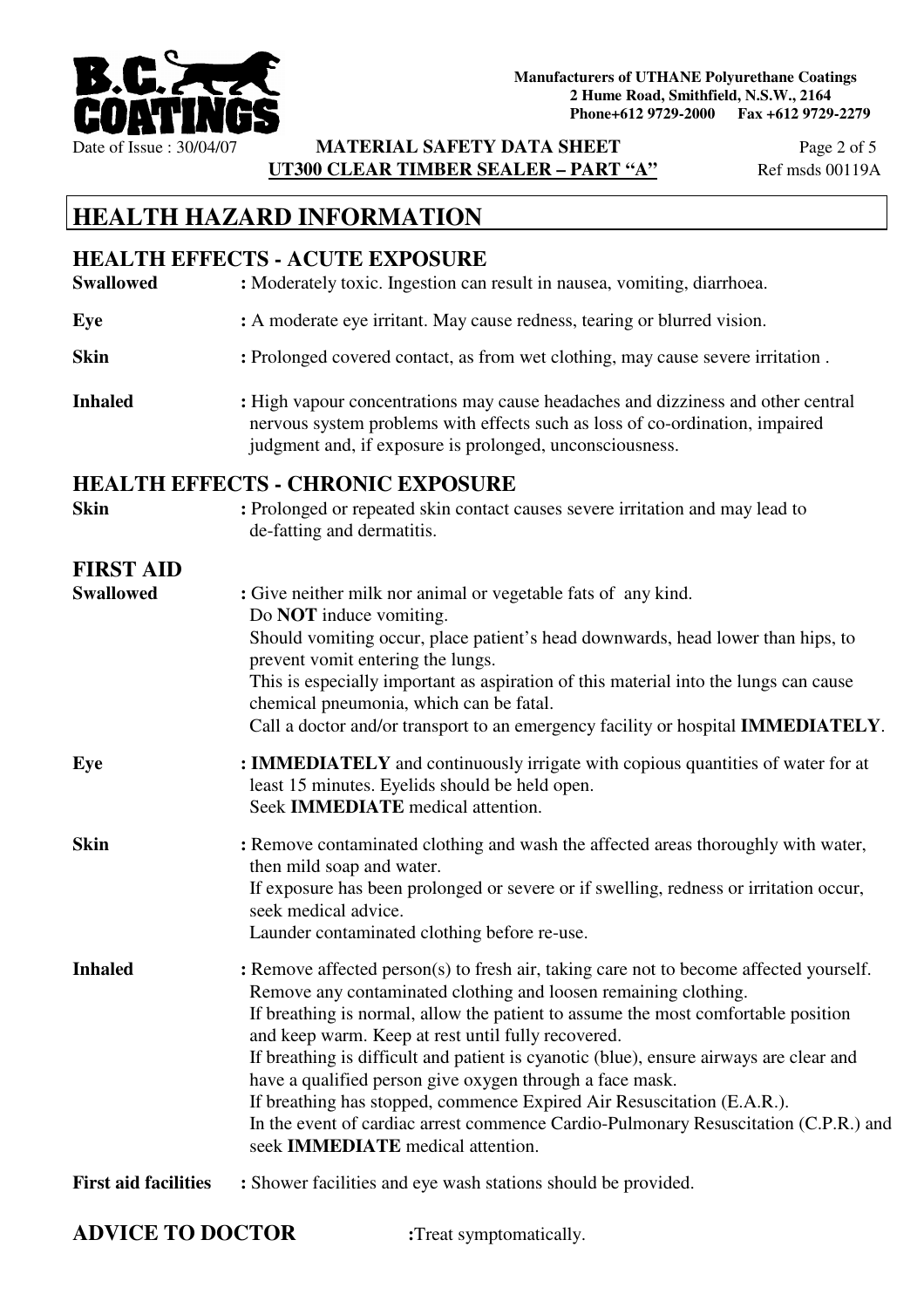# HEALTH HAZARD INFORMATION

## HEALTH EFFECTS - ACUTE EXPOSURE

**Swallowed** : Moderately toxic. Ingestion can result in nausea, vomiting, diarrhoea.

**Eye** : A moderate eye irritant. May cause redness, tearing or blurred vision.

**Skin** : Prolonged covered contact, as from wet clothing, may cause severe irritation .

**Inhaled** : High vapour concentrations may cause headaches and dizziness and other central nervous system problems with effects such as loss of co-ordination, impaired judgment and, if exposure is prolonged, unconsciousness.

## HEALTH EFFECTS - CHRONIC EXPOSURE

**Skin** : Prolonged or repeated skin contact causes severe irritation and may lead to de-fatting and dermatitis.

## FIRST AID

**Swallowed** : Give neither milk nor animal or vegetable fats of any kind.
Do **NOT** induce vomiting.
Should vomiting occur, place patient's head downwards, head lower than hips, to prevent vomit entering the lungs.
This is especially important as aspiration of this material into the lungs can cause chemical pneumonia, which can be fatal.
Call a doctor and/or transport to an emergency facility or hospital **IMMEDIATELY**.

**Eye** : **IMMEDIATELY** and continuously irrigate with copious quantities of water for at least 15 minutes. Eyelids should be held open.
Seek **IMMEDIATE** medical attention.

**Skin** : Remove contaminated clothing and wash the affected areas thoroughly with water, then mild soap and water.
If exposure has been prolonged or severe or if swelling, redness or irritation occur, seek medical advice.
Launder contaminated clothing before re-use.

**Inhaled** : Remove affected person(s) to fresh air, taking care not to become affected yourself.
Remove any contaminated clothing and loosen remaining clothing.
If breathing is normal, allow the patient to assume the most comfortable position and keep warm. Keep at rest until fully recovered.
If breathing is difficult and patient is cyanotic (blue), ensure airways are clear and have a qualified person give oxygen through a face mask.
If breathing has stopped, commence Expired Air Resuscitation (E.A.R.).
In the event of cardiac arrest commence Cardio-Pulmonary Resuscitation (C.P.R.) and seek **IMMEDIATE** medical attention.

**First aid facilities** : Shower facilities and eye wash stations should be provided.

## ADVICE TO DOCTOR

:Treat symptomatically.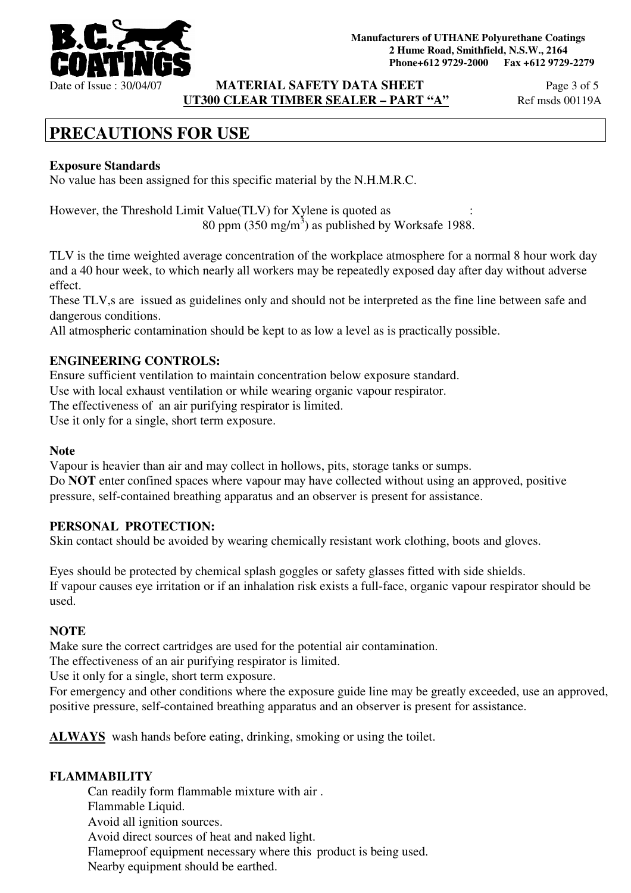# PRECAUTIONS FOR USE

**Exposure Standards**

No value has been assigned for this specific material by the N.H.M.R.C.

However, the Threshold Limit Value(TLV) for Xylene is quoted as : 80 ppm (350 mg/m$^3$) as published by Worksafe 1988.

TLV is the time weighted average concentration of the workplace atmosphere for a normal 8 hour work day and a 40 hour week, to which nearly all workers may be repeatedly exposed day after day without adverse effect.

These TLV,s are issued as guidelines only and should not be interpreted as the fine line between safe and dangerous conditions.

All atmospheric contamination should be kept to as low a level as is practically possible.

**ENGINEERING CONTROLS:**

Ensure sufficient ventilation to maintain concentration below exposure standard.
Use with local exhaust ventilation or while wearing organic vapour respirator.
The effectiveness of an air purifying respirator is limited.
Use it only for a single, short term exposure.

**Note**

Vapour is heavier than air and may collect in hollows, pits, storage tanks or sumps.
Do **NOT** enter confined spaces where vapour may have collected without using an approved, positive pressure, self-contained breathing apparatus and an observer is present for assistance.

**PERSONAL PROTECTION:**

Skin contact should be avoided by wearing chemically resistant work clothing, boots and gloves.

Eyes should be protected by chemical splash goggles or safety glasses fitted with side shields.
If vapour causes eye irritation or if an inhalation risk exists a full-face, organic vapour respirator should be used.

**NOTE**

Make sure the correct cartridges are used for the potential air contamination.
The effectiveness of an air purifying respirator is limited.
Use it only for a single, short term exposure.
For emergency and other conditions where the exposure guide line may be greatly exceeded, use an approved, positive pressure, self-contained breathing apparatus and an observer is present for assistance.

**ALWAYS** wash hands before eating, drinking, smoking or using the toilet.

**FLAMMABILITY**

Can readily form flammable mixture with air .
Flammable Liquid.
Avoid all ignition sources.
Avoid direct sources of heat and naked light.
Flameproof equipment necessary where this product is being used.
Nearby equipment should be earthed.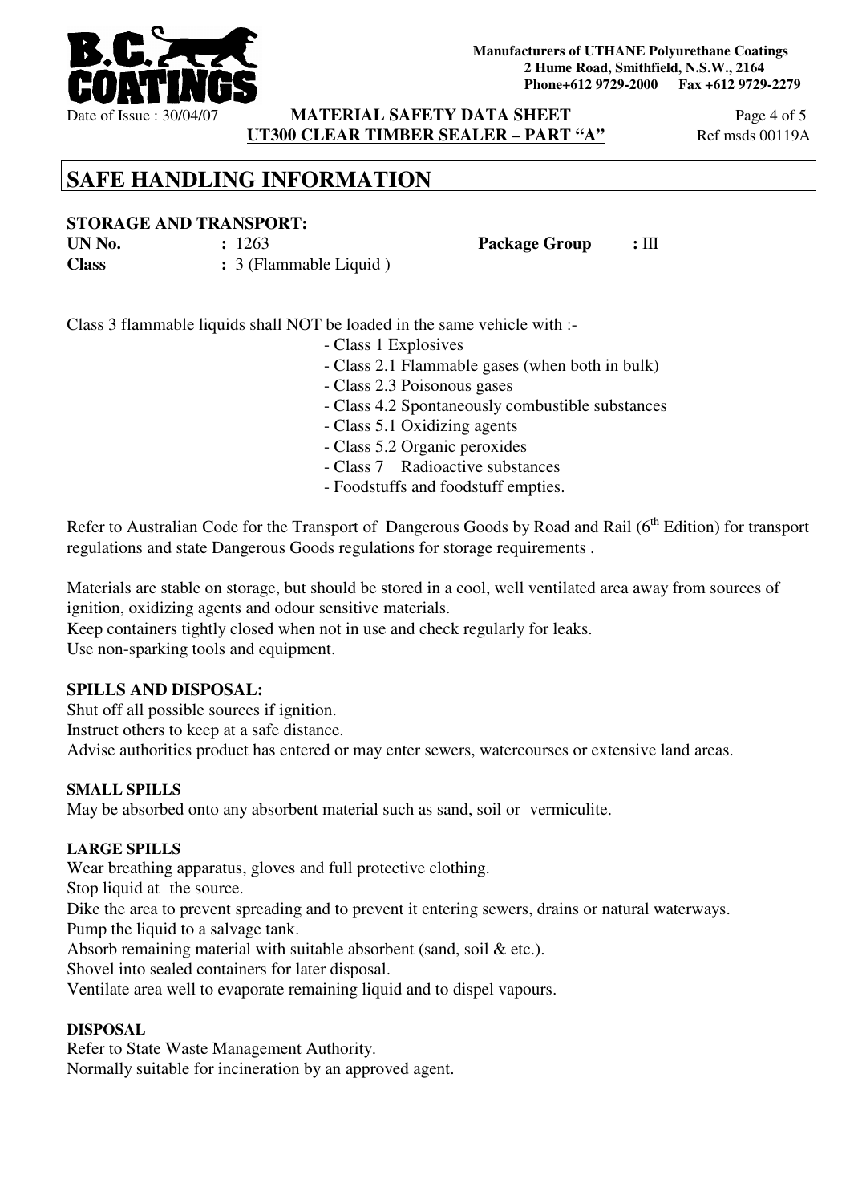# SAFE HANDLING INFORMATION

### STORAGE AND TRANSPORT:

| | | | |
|---|---|---|---|
| **UN No.** | **:** 1263 | **Package Group** | **:** III |
| **Class** | **:** 3 (Flammable Liquid ) | | |

Class 3 flammable liquids shall NOT be loaded in the same vehicle with :-

- Class 1 Explosives
- Class 2.1 Flammable gases (when both in bulk)
- Class 2.3 Poisonous gases
- Class 4.2 Spontaneously combustible substances
- Class 5.1 Oxidizing agents
- Class 5.2 Organic peroxides
- Class 7 Radioactive substances
- Foodstuffs and foodstuff empties.

Refer to Australian Code for the Transport of Dangerous Goods by Road and Rail (6th Edition) for transport regulations and state Dangerous Goods regulations for storage requirements .

Materials are stable on storage, but should be stored in a cool, well ventilated area away from sources of ignition, oxidizing agents and odour sensitive materials.
Keep containers tightly closed when not in use and check regularly for leaks.
Use non-sparking tools and equipment.

### SPILLS AND DISPOSAL:

Shut off all possible sources if ignition.
Instruct others to keep at a safe distance.
Advise authorities product has entered or may enter sewers, watercourses or extensive land areas.

#### SMALL SPILLS

May be absorbed onto any absorbent material such as sand, soil or vermiculite.

#### LARGE SPILLS

Wear breathing apparatus, gloves and full protective clothing.
Stop liquid at the source.
Dike the area to prevent spreading and to prevent it entering sewers, drains or natural waterways.
Pump the liquid to a salvage tank.
Absorb remaining material with suitable absorbent (sand, soil & etc.).
Shovel into sealed containers for later disposal.
Ventilate area well to evaporate remaining liquid and to dispel vapours.

#### DISPOSAL

Refer to State Waste Management Authority.
Normally suitable for incineration by an approved agent.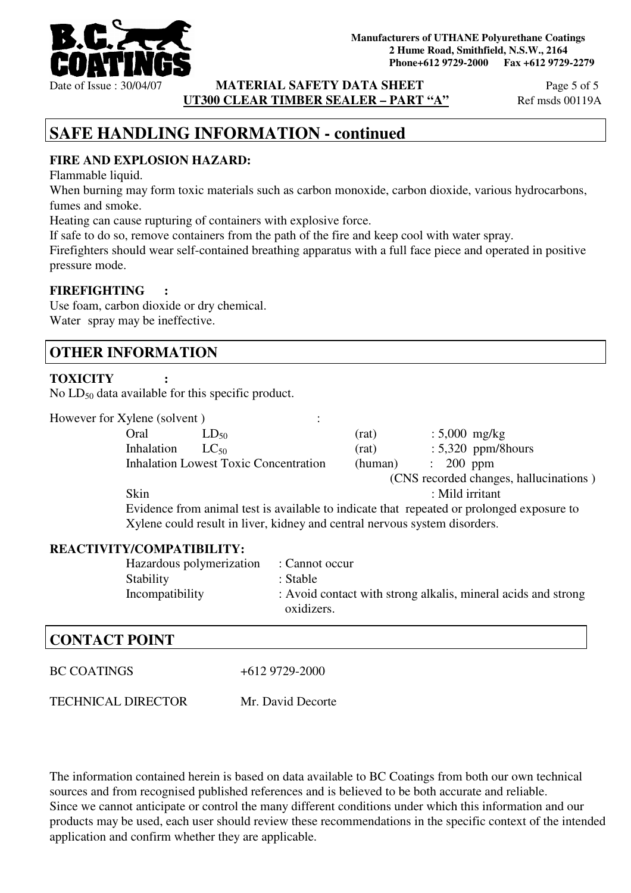## SAFE HANDLING INFORMATION - continued

**FIRE AND EXPLOSION HAZARD:**

Flammable liquid.

When burning may form toxic materials such as carbon monoxide, carbon dioxide, various hydrocarbons, fumes and smoke.

Heating can cause rupturing of containers with explosive force.

If safe to do so, remove containers from the path of the fire and keep cool with water spray.

Firefighters should wear self-contained breathing apparatus with a full face piece and operated in positive pressure mode.

**FIREFIGHTING :**

Use foam, carbon dioxide or dry chemical.

Water spray may be ineffective.

## OTHER INFORMATION

**TOXICITY :**

No $LD_{50}$ data available for this specific product.

However for Xylene (solvent ) :

| | | | |
|---|---|---|---|
| Oral | $LD_{50}$ | (rat) | : 5,000 mg/kg |
| Inhalation | $LC_{50}$ | (rat) | : 5,320 ppm/8hours |
| Inhalation Lowest Toxic Concentration | | (human) | : 200 ppm (CNS recorded changes, hallucinations ) |
| Skin | | | : Mild irritant |

Evidence from animal test is available to indicate that repeated or prolonged exposure to Xylene could result in liver, kidney and central nervous system disorders.

**REACTIVITY/COMPATIBILITY:**

| | |
|---|---|
| Hazardous polymerization | : Cannot occur |
| Stability | : Stable |
| Incompatibility | : Avoid contact with strong alkalis, mineral acids and strong oxidizers. |

## CONTACT POINT

| | |
|---|---|
| BC COATINGS | +612 9729-2000 |
| TECHNICAL DIRECTOR | Mr. David Decorte |

The information contained herein is based on data available to BC Coatings from both our own technical sources and from recognised published references and is believed to be both accurate and reliable.
Since we cannot anticipate or control the many different conditions under which this information and our products may be used, each user should review these recommendations in the specific context of the intended application and confirm whether they are applicable.